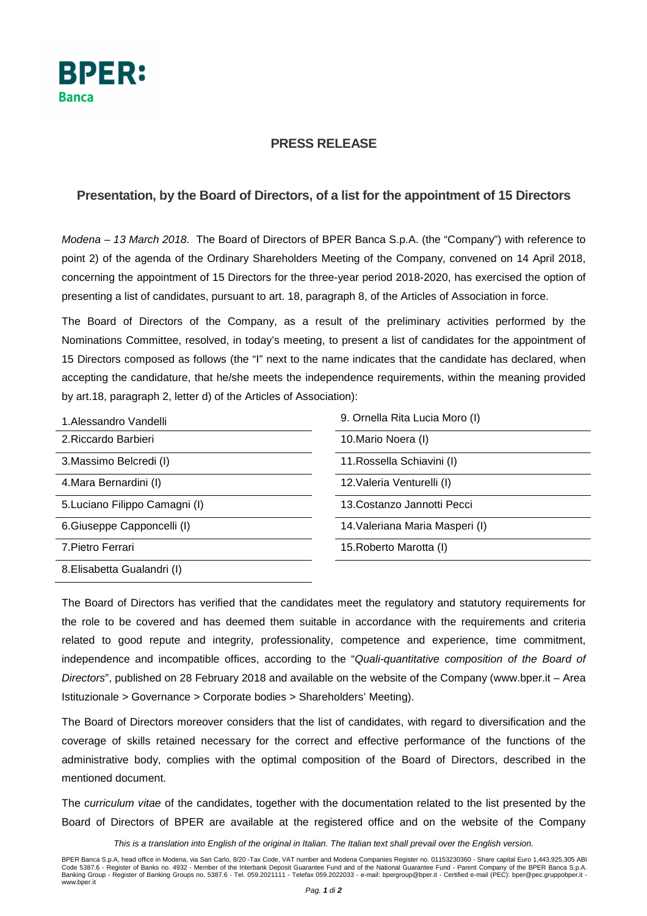BPER: Banca

## PRESS RELEASE

## Presentation, by the Board of Directors, of a list for the appointment of 15 Directors

*Modena – 13 March 2018*. The Board of Directors of BPER Banca S.p.A. (the "Company") with reference to point 2) of the agenda of the Ordinary Shareholders Meeting of the Company, convened on 14 April 2018, concerning the appointment of 15 Directors for the three-year period 2018-2020, has exercised the option of presenting a list of candidates, pursuant to art. 18, paragraph 8, of the Articles of Association in force.

The Board of Directors of the Company, as a result of the preliminary activities performed by the Nominations Committee, resolved, in today's meeting, to present a list of candidates for the appointment of 15 Directors composed as follows (the "I" next to the name indicates that the candidate has declared, when accepting the candidature, that he/she meets the independence requirements, within the meaning provided by art.18, paragraph 2, letter d) of the Articles of Association):

1. Alessandro Vandelli
2. Riccardo Barbieri
3. Massimo Belcredi (I)
4. Mara Bernardini (I)
5. Luciano Filippo Camagni (I)
6. Giuseppe Capponcelli (I)
7. Pietro Ferrari
8. Elisabetta Gualandri (I)
9. Ornella Rita Lucia Moro (I)
10. Mario Noera (I)
11. Rossella Schiavini (I)
12. Valeria Venturelli (I)
13. Costanzo Jannotti Pecci
14. Valeriana Maria Masperi (I)
15. Roberto Marotta (I)

The Board of Directors has verified that the candidates meet the regulatory and statutory requirements for the role to be covered and has deemed them suitable in accordance with the requirements and criteria related to good repute and integrity, professionality, competence and experience, time commitment, independence and incompatible offices, according to the "*Quali-quantitative composition of the Board of Directors*", published on 28 February 2018 and available on the website of the Company (www.bper.it – Area Istituzionale > Governance > Corporate bodies > Shareholders' Meeting).

The Board of Directors moreover considers that the list of candidates, with regard to diversification and the coverage of skills retained necessary for the correct and effective performance of the functions of the administrative body, complies with the optimal composition of the Board of Directors, described in the mentioned document.

The *curriculum vitae* of the candidates, together with the documentation related to the list presented by the Board of Directors of BPER are available at the registered office and on the website of the Company

*This is a translation into English of the original in Italian. The Italian text shall prevail over the English version.*

BPER Banca S.p.A, head office in Modena, via San Carlo, 8/20 -Tax Code, VAT number and Modena Companies Register no. 01153230360 - Share capital Euro 1,443,925,305 ABI Code 5387.6 - Register of Banks no. 4932 - Member of the Interbank Deposit Guarantee Fund and of the National Guarantee Fund - Parent Company of the BPER Banca S.p.A. Banking Group - Register of Banking Groups no. 5387.6 - Tel. 059.2021111 - Telefax 059.2022033 - e-mail: bpergroup@bper.it - Certified e-mail (PEC): bper@pec.gruppobper.it - www.bper.it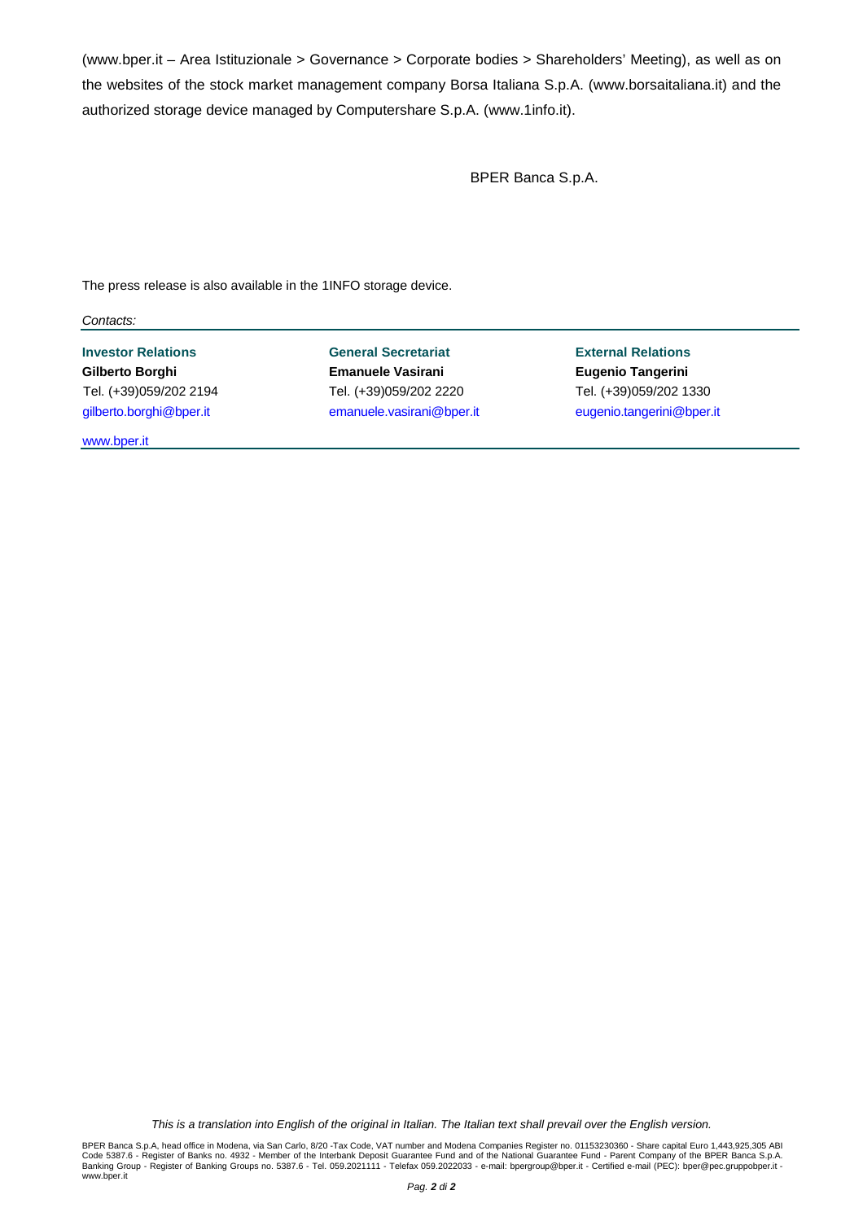(www.bper.it – Area Istituzionale > Governance > Corporate bodies > Shareholders' Meeting), as well as on the websites of the stock market management company Borsa Italiana S.p.A. (www.borsaitaliana.it) and the authorized storage device managed by Computershare S.p.A. (www.1info.it).

BPER Banca S.p.A.

The press release is also available in the 1INFO storage device.

*Contacts:*

| Investor Relations | General Secretariat | External Relations |
| --- | --- | --- |
| **Gilberto Borghi** | **Emanuele Vasirani** | **Eugenio Tangerini** |
| Tel. (+39)059/202 2194 | Tel. (+39)059/202 2220 | Tel. (+39)059/202 1330 |
| gilberto.borghi@bper.it | emanuele.vasirani@bper.it | eugenio.tangerini@bper.it |

www.bper.it

*This is a translation into English of the original in Italian. The Italian text shall prevail over the English version.*

BPER Banca S.p.A, head office in Modena, via San Carlo, 8/20 -Tax Code, VAT number and Modena Companies Register no. 01153230360 - Share capital Euro 1,443,925,305 ABI Code 5387.6 - Register of Banks no. 4932 - Member of the Interbank Deposit Guarantee Fund and of the National Guarantee Fund - Parent Company of the BPER Banca S.p.A. Banking Group - Register of Banking Groups no. 5387.6 - Tel. 059.2021111 - Telefax 059.2022033 - e-mail: bpergroup@bper.it - Certified e-mail (PEC): bper@pec.gruppobper.it - www.bper.it